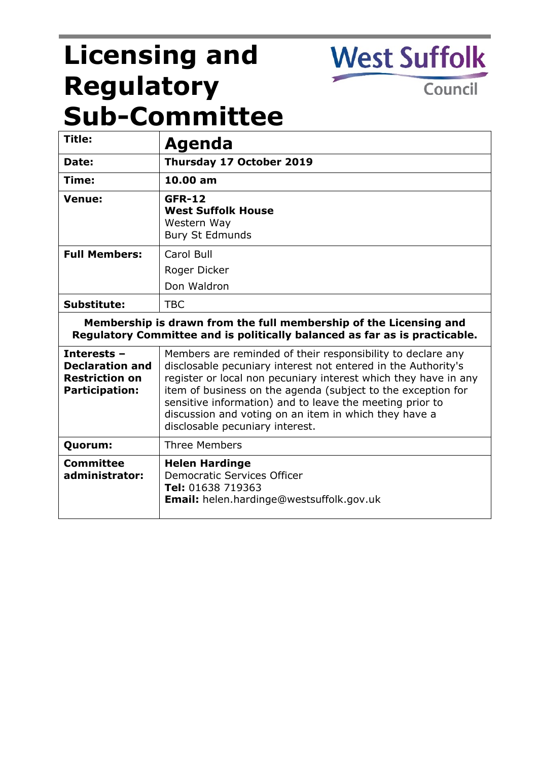# Licensing and Regulatory Sub-Committee

West Suffolk Council

| Title: | **Agenda** |
|---|---|
| **Date:** | **Thursday 17 October 2019** |
| **Time:** | **10.00 am** |
| **Venue:** | **GFR-12**<br>**West Suffolk House**<br>Western Way<br>Bury St Edmunds |
| **Full Members:** | Carol Bull<br>Roger Dicker<br>Don Waldron |
| **Substitute:** | TBC |
| **Membership is drawn from the full membership of the Licensing and Regulatory Committee and is politically balanced as far as is practicable.** | |
| **Interests – Declaration and Restriction on Participation:** | Members are reminded of their responsibility to declare any disclosable pecuniary interest not entered in the Authority's register or local non pecuniary interest which they have in any item of business on the agenda (subject to the exception for sensitive information) and to leave the meeting prior to discussion and voting on an item in which they have a disclosable pecuniary interest. |
| **Quorum:** | Three Members |
| **Committee administrator:** | **Helen Hardinge**<br>Democratic Services Officer<br>**Tel:** 01638 719363<br>**Email:** helen.hardinge@westsuffolk.gov.uk |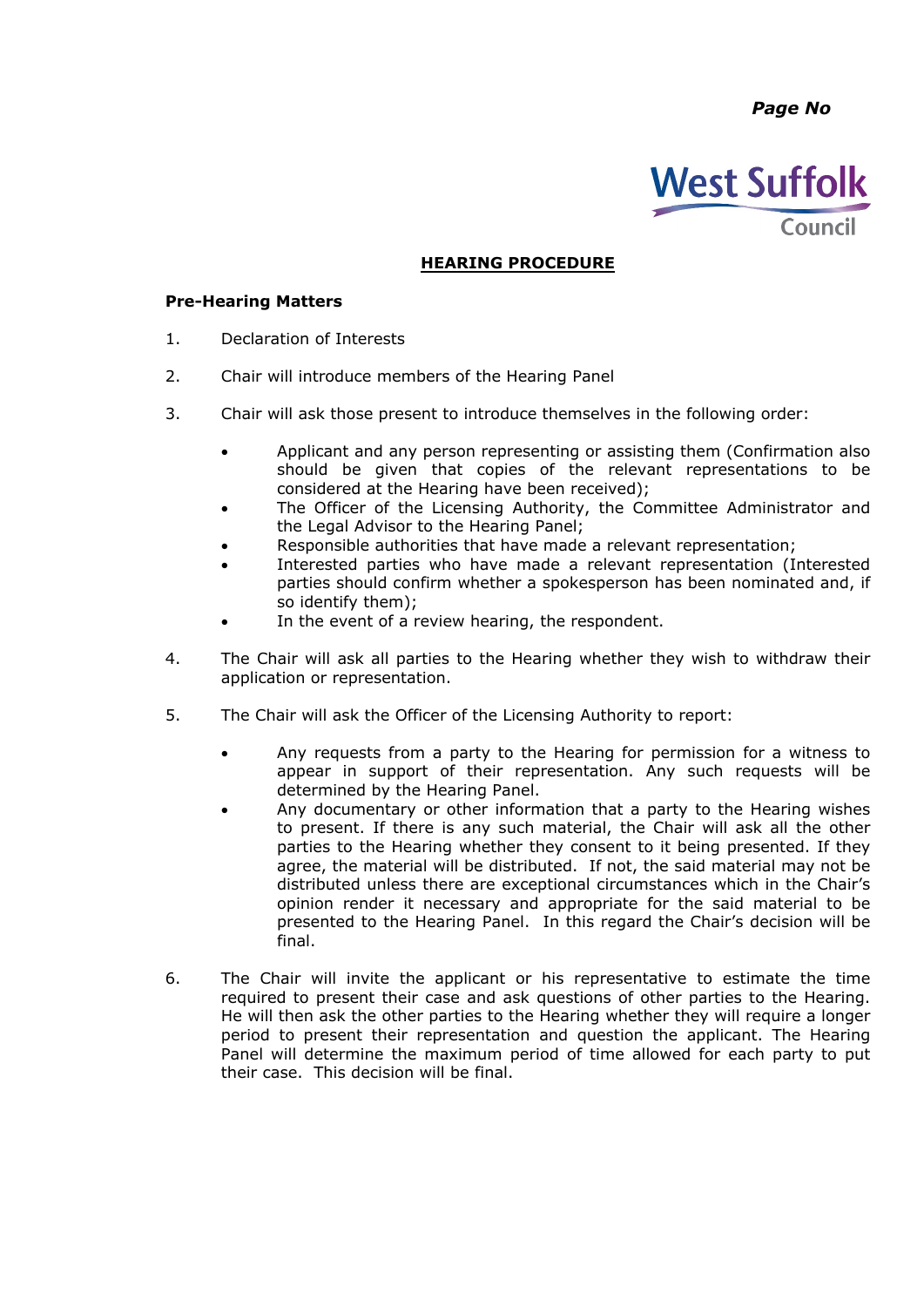## HEARING PROCEDURE

### Pre-Hearing Matters

1. Declaration of Interests

2. Chair will introduce members of the Hearing Panel

3. Chair will ask those present to introduce themselves in the following order:

   - Applicant and any person representing or assisting them (Confirmation also should be given that copies of the relevant representations to be considered at the Hearing have been received);
   - The Officer of the Licensing Authority, the Committee Administrator and the Legal Advisor to the Hearing Panel;
   - Responsible authorities that have made a relevant representation;
   - Interested parties who have made a relevant representation (Interested parties should confirm whether a spokesperson has been nominated and, if so identify them);
   - In the event of a review hearing, the respondent.

4. The Chair will ask all parties to the Hearing whether they wish to withdraw their application or representation.

5. The Chair will ask the Officer of the Licensing Authority to report:

   - Any requests from a party to the Hearing for permission for a witness to appear in support of their representation. Any such requests will be determined by the Hearing Panel.
   - Any documentary or other information that a party to the Hearing wishes to present. If there is any such material, the Chair will ask all the other parties to the Hearing whether they consent to it being presented. If they agree, the material will be distributed. If not, the said material may not be distributed unless there are exceptional circumstances which in the Chair's opinion render it necessary and appropriate for the said material to be presented to the Hearing Panel. In this regard the Chair's decision will be final.

6. The Chair will invite the applicant or his representative to estimate the time required to present their case and ask questions of other parties to the Hearing. He will then ask the other parties to the Hearing whether they will require a longer period to present their representation and question the applicant. The Hearing Panel will determine the maximum period of time allowed for each party to put their case. This decision will be final.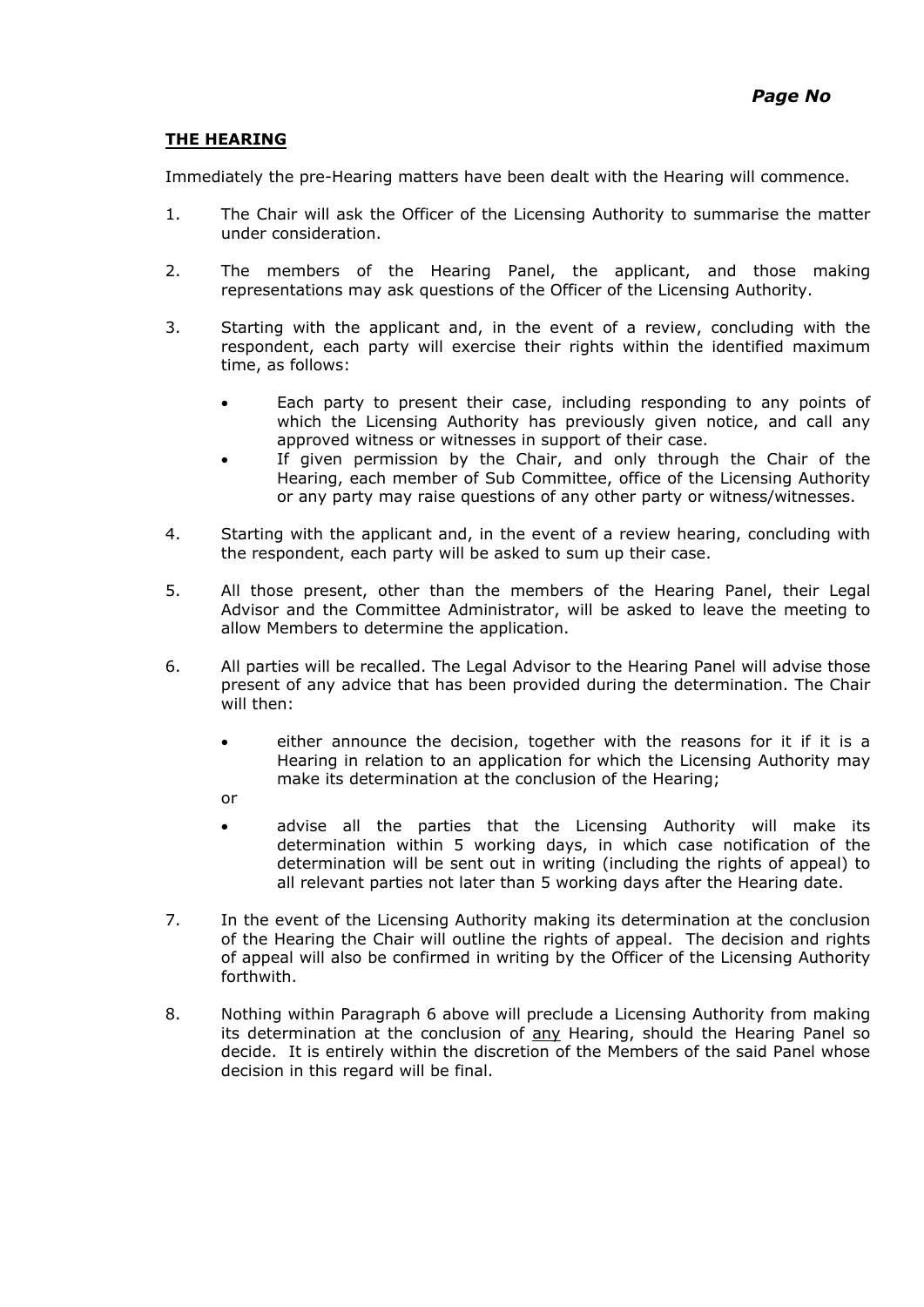## THE HEARING

Immediately the pre-Hearing matters have been dealt with the Hearing will commence.

1. The Chair will ask the Officer of the Licensing Authority to summarise the matter under consideration.

2. The members of the Hearing Panel, the applicant, and those making representations may ask questions of the Officer of the Licensing Authority.

3. Starting with the applicant and, in the event of a review, concluding with the respondent, each party will exercise their rights within the identified maximum time, as follows:

   - Each party to present their case, including responding to any points of which the Licensing Authority has previously given notice, and call any approved witness or witnesses in support of their case.
   - If given permission by the Chair, and only through the Chair of the Hearing, each member of Sub Committee, office of the Licensing Authority or any party may raise questions of any other party or witness/witnesses.

4. Starting with the applicant and, in the event of a review hearing, concluding with the respondent, each party will be asked to sum up their case.

5. All those present, other than the members of the Hearing Panel, their Legal Advisor and the Committee Administrator, will be asked to leave the meeting to allow Members to determine the application.

6. All parties will be recalled. The Legal Advisor to the Hearing Panel will advise those present of any advice that has been provided during the determination. The Chair will then:

   - either announce the decision, together with the reasons for it if it is a Hearing in relation to an application for which the Licensing Authority may make its determination at the conclusion of the Hearing;

   or

   - advise all the parties that the Licensing Authority will make its determination within 5 working days, in which case notification of the determination will be sent out in writing (including the rights of appeal) to all relevant parties not later than 5 working days after the Hearing date.

7. In the event of the Licensing Authority making its determination at the conclusion of the Hearing the Chair will outline the rights of appeal. The decision and rights of appeal will also be confirmed in writing by the Officer of the Licensing Authority forthwith.

8. Nothing within Paragraph 6 above will preclude a Licensing Authority from making its determination at the conclusion of any Hearing, should the Hearing Panel so decide. It is entirely within the discretion of the Members of the said Panel whose decision in this regard will be final.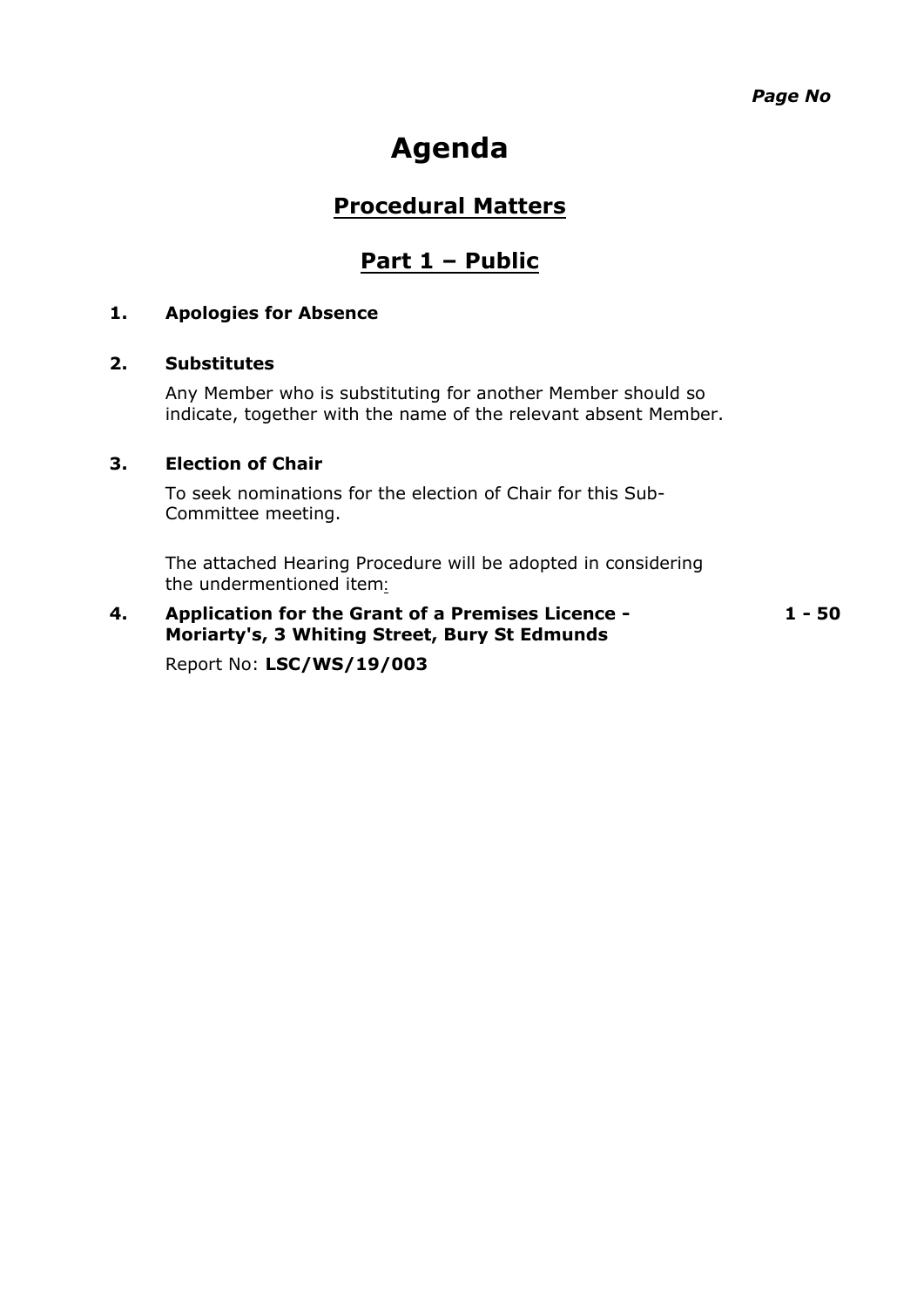*Page No*

# Agenda

## Procedural Matters

## Part 1 – Public

**1. Apologies for Absence**

**2. Substitutes**

Any Member who is substituting for another Member should so indicate, together with the name of the relevant absent Member.

**3. Election of Chair**

To seek nominations for the election of Chair for this Sub-Committee meeting.

The attached Hearing Procedure will be adopted in considering the undermentioned item:

**4. Application for the Grant of a Premises Licence - Moriarty's, 3 Whiting Street, Bury St Edmunds** **1 - 50**

Report No: **LSC/WS/19/003**